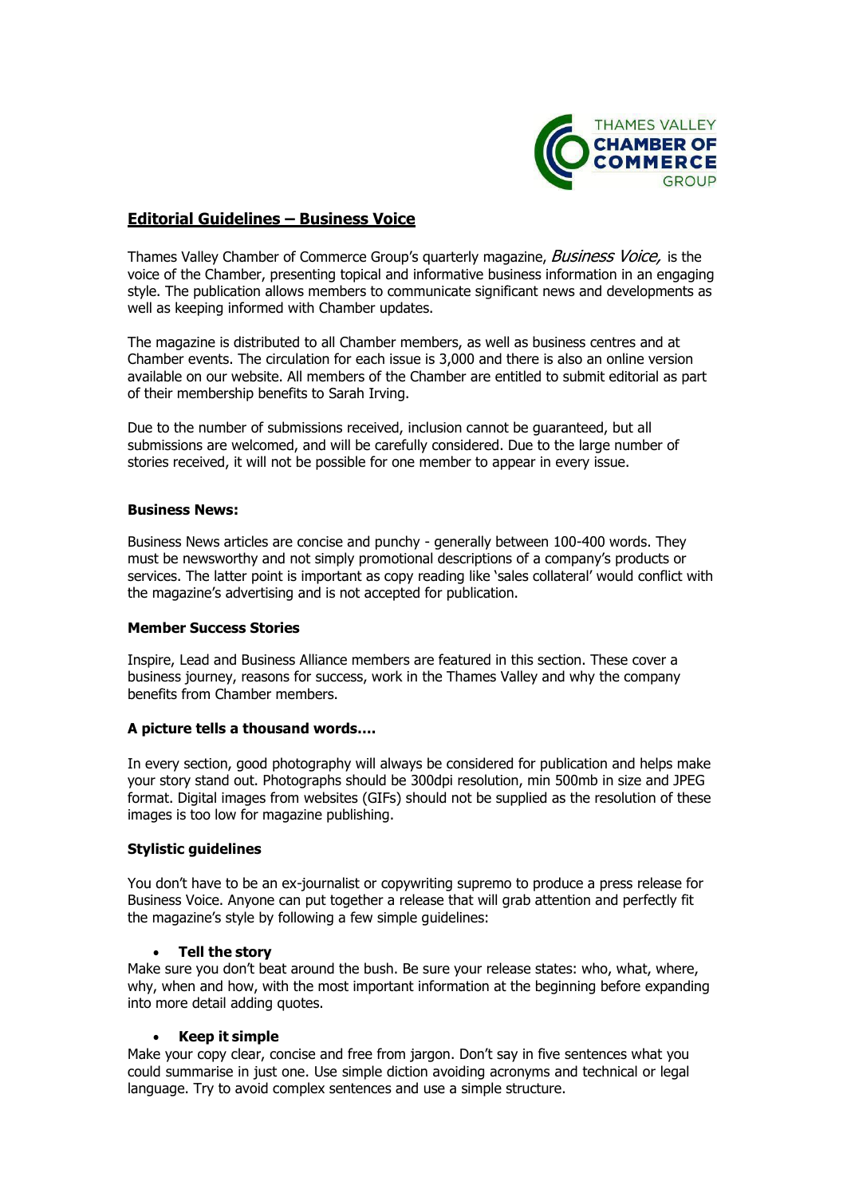THAMES VALLEY CHAMBER OF COMMERCE GROUP

# Editorial Guidelines – Business Voice

Thames Valley Chamber of Commerce Group's quarterly magazine, *Business Voice,* is the voice of the Chamber, presenting topical and informative business information in an engaging style. The publication allows members to communicate significant news and developments as well as keeping informed with Chamber updates.

The magazine is distributed to all Chamber members, as well as business centres and at Chamber events. The circulation for each issue is 3,000 and there is also an online version available on our website. All members of the Chamber are entitled to submit editorial as part of their membership benefits to Sarah Irving.

Due to the number of submissions received, inclusion cannot be guaranteed, but all submissions are welcomed, and will be carefully considered. Due to the large number of stories received, it will not be possible for one member to appear in every issue.

**Business News:**

Business News articles are concise and punchy - generally between 100-400 words. They must be newsworthy and not simply promotional descriptions of a company's products or services. The latter point is important as copy reading like 'sales collateral' would conflict with the magazine's advertising and is not accepted for publication.

**Member Success Stories**

Inspire, Lead and Business Alliance members are featured in this section. These cover a business journey, reasons for success, work in the Thames Valley and why the company benefits from Chamber members.

**A picture tells a thousand words….**

In every section, good photography will always be considered for publication and helps make your story stand out. Photographs should be 300dpi resolution, min 500mb in size and JPEG format. Digital images from websites (GIFs) should not be supplied as the resolution of these images is too low for magazine publishing.

**Stylistic guidelines**

You don't have to be an ex-journalist or copywriting supremo to produce a press release for Business Voice. Anyone can put together a release that will grab attention and perfectly fit the magazine's style by following a few simple guidelines:

- **Tell the story**

Make sure you don't beat around the bush. Be sure your release states: who, what, where, why, when and how, with the most important information at the beginning before expanding into more detail adding quotes.

- **Keep it simple**

Make your copy clear, concise and free from jargon. Don't say in five sentences what you could summarise in just one. Use simple diction avoiding acronyms and technical or legal language. Try to avoid complex sentences and use a simple structure.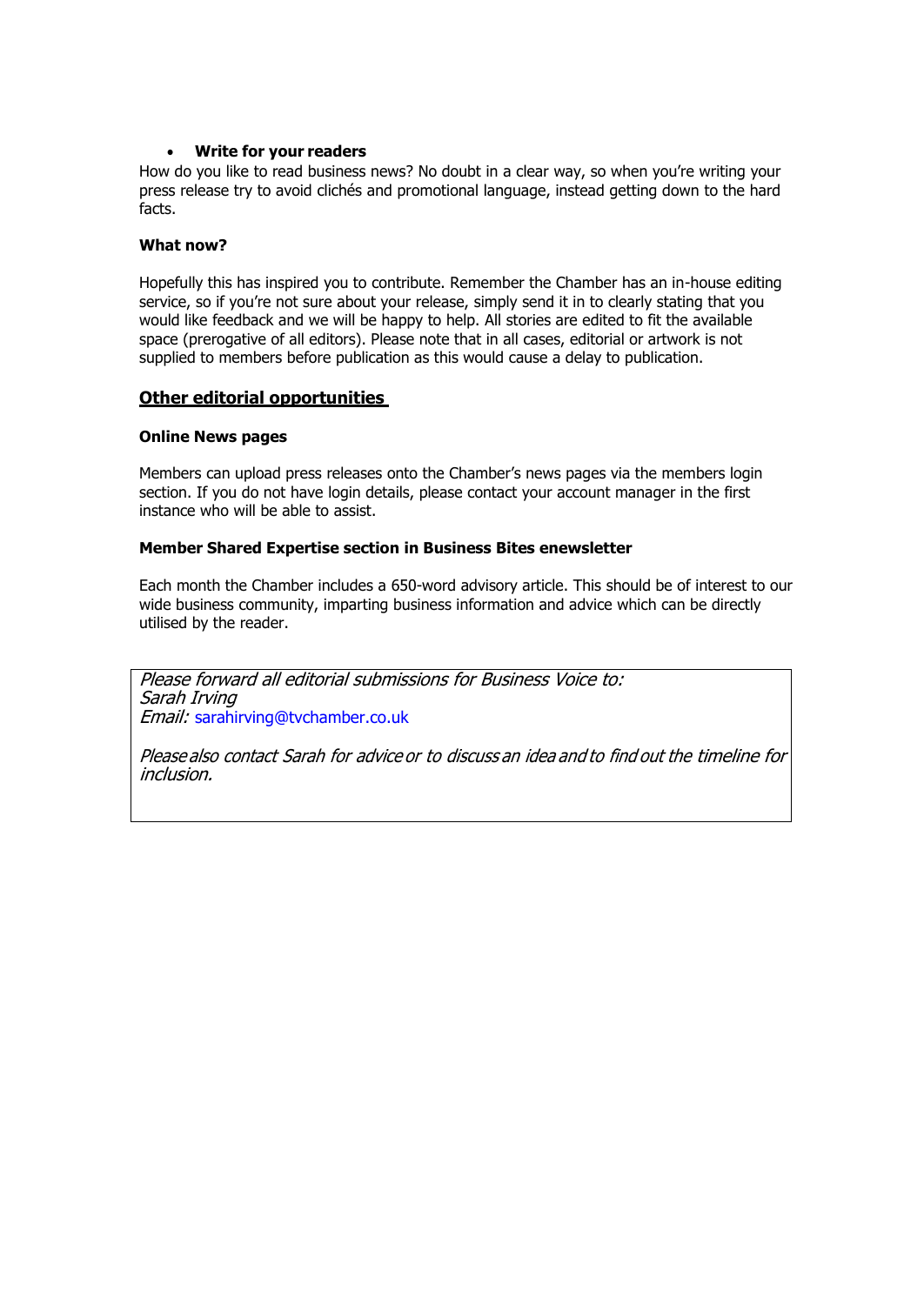- **Write for your readers**

How do you like to read business news? No doubt in a clear way, so when you're writing your press release try to avoid clichés and promotional language, instead getting down to the hard facts.

**What now?**

Hopefully this has inspired you to contribute. Remember the Chamber has an in-house editing service, so if you're not sure about your release, simply send it in to clearly stating that you would like feedback and we will be happy to help. All stories are edited to fit the available space (prerogative of all editors). Please note that in all cases, editorial or artwork is not supplied to members before publication as this would cause a delay to publication.

## Other editorial opportunities

**Online News pages**

Members can upload press releases onto the Chamber's news pages via the members login section. If you do not have login details, please contact your account manager in the first instance who will be able to assist.

**Member Shared Expertise section in Business Bites enewsletter**

Each month the Chamber includes a 650-word advisory article. This should be of interest to our wide business community, imparting business information and advice which can be directly utilised by the reader.

*Please forward all editorial submissions for Business Voice to:*
*Sarah Irving*
*Email:* sarahirving@tvchamber.co.uk

*Please also contact Sarah for advice or to discuss an idea and to find out the timeline for inclusion.*